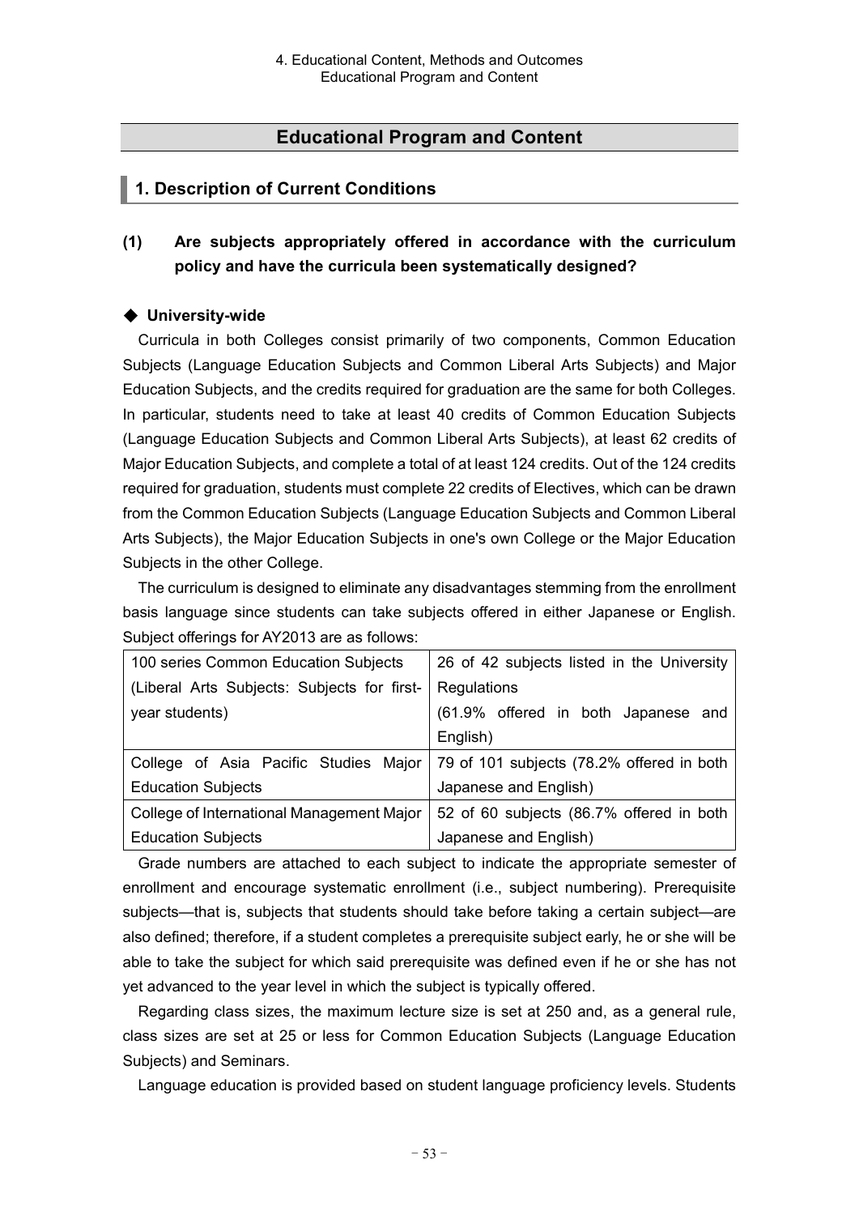## Educational Program and Content

### 1. Description of Current Conditions

#### (1) Are subjects appropriately offered in accordance with the curriculum policy and have the curricula been systematically designed?

**◆ University-wide**

Curricula in both Colleges consist primarily of two components, Common Education Subjects (Language Education Subjects and Common Liberal Arts Subjects) and Major Education Subjects, and the credits required for graduation are the same for both Colleges. In particular, students need to take at least 40 credits of Common Education Subjects (Language Education Subjects and Common Liberal Arts Subjects), at least 62 credits of Major Education Subjects, and complete a total of at least 124 credits. Out of the 124 credits required for graduation, students must complete 22 credits of Electives, which can be drawn from the Common Education Subjects (Language Education Subjects and Common Liberal Arts Subjects), the Major Education Subjects in one's own College or the Major Education Subjects in the other College.

The curriculum is designed to eliminate any disadvantages stemming from the enrollment basis language since students can take subjects offered in either Japanese or English. Subject offerings for AY2013 are as follows:

| | |
|---|---|
| 100 series Common Education Subjects (Liberal Arts Subjects: Subjects for first-year students) | 26 of 42 subjects listed in the University Regulations (61.9% offered in both Japanese and English) |
| College of Asia Pacific Studies Major Education Subjects | 79 of 101 subjects (78.2% offered in both Japanese and English) |
| College of International Management Major Education Subjects | 52 of 60 subjects (86.7% offered in both Japanese and English) |

Grade numbers are attached to each subject to indicate the appropriate semester of enrollment and encourage systematic enrollment (i.e., subject numbering). Prerequisite subjects—that is, subjects that students should take before taking a certain subject—are also defined; therefore, if a student completes a prerequisite subject early, he or she will be able to take the subject for which said prerequisite was defined even if he or she has not yet advanced to the year level in which the subject is typically offered.

Regarding class sizes, the maximum lecture size is set at 250 and, as a general rule, class sizes are set at 25 or less for Common Education Subjects (Language Education Subjects) and Seminars.

Language education is provided based on student language proficiency levels. Students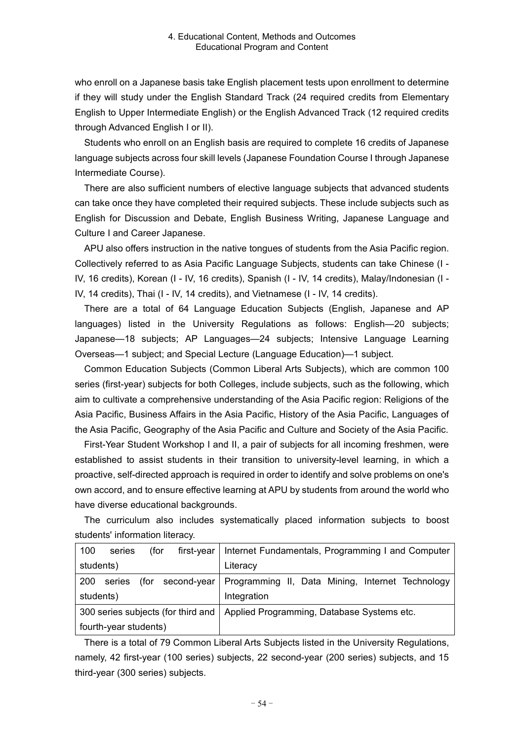who enroll on a Japanese basis take English placement tests upon enrollment to determine if they will study under the English Standard Track (24 required credits from Elementary English to Upper Intermediate English) or the English Advanced Track (12 required credits through Advanced English I or II).

Students who enroll on an English basis are required to complete 16 credits of Japanese language subjects across four skill levels (Japanese Foundation Course I through Japanese Intermediate Course).

There are also sufficient numbers of elective language subjects that advanced students can take once they have completed their required subjects. These include subjects such as English for Discussion and Debate, English Business Writing, Japanese Language and Culture I and Career Japanese.

APU also offers instruction in the native tongues of students from the Asia Pacific region. Collectively referred to as Asia Pacific Language Subjects, students can take Chinese (I - IV, 16 credits), Korean (I - IV, 16 credits), Spanish (I - IV, 14 credits), Malay/Indonesian (I - IV, 14 credits), Thai (I - IV, 14 credits), and Vietnamese (I - IV, 14 credits).

There are a total of 64 Language Education Subjects (English, Japanese and AP languages) listed in the University Regulations as follows: English—20 subjects; Japanese—18 subjects; AP Languages—24 subjects; Intensive Language Learning Overseas—1 subject; and Special Lecture (Language Education)—1 subject.

Common Education Subjects (Common Liberal Arts Subjects), which are common 100 series (first-year) subjects for both Colleges, include subjects, such as the following, which aim to cultivate a comprehensive understanding of the Asia Pacific region: Religions of the Asia Pacific, Business Affairs in the Asia Pacific, History of the Asia Pacific, Languages of the Asia Pacific, Geography of the Asia Pacific and Culture and Society of the Asia Pacific.

First-Year Student Workshop I and II, a pair of subjects for all incoming freshmen, were established to assist students in their transition to university-level learning, in which a proactive, self-directed approach is required in order to identify and solve problems on one's own accord, and to ensure effective learning at APU by students from around the world who have diverse educational backgrounds.

The curriculum also includes systematically placed information subjects to boost students' information literacy.

| | |
|---|---|
| 100 series (for first-year students) | Internet Fundamentals, Programming I and Computer Literacy |
| 200 series (for second-year students) | Programming II, Data Mining, Internet Technology Integration |
| 300 series subjects (for third and fourth-year students) | Applied Programming, Database Systems etc. |

There is a total of 79 Common Liberal Arts Subjects listed in the University Regulations, namely, 42 first-year (100 series) subjects, 22 second-year (200 series) subjects, and 15 third-year (300 series) subjects.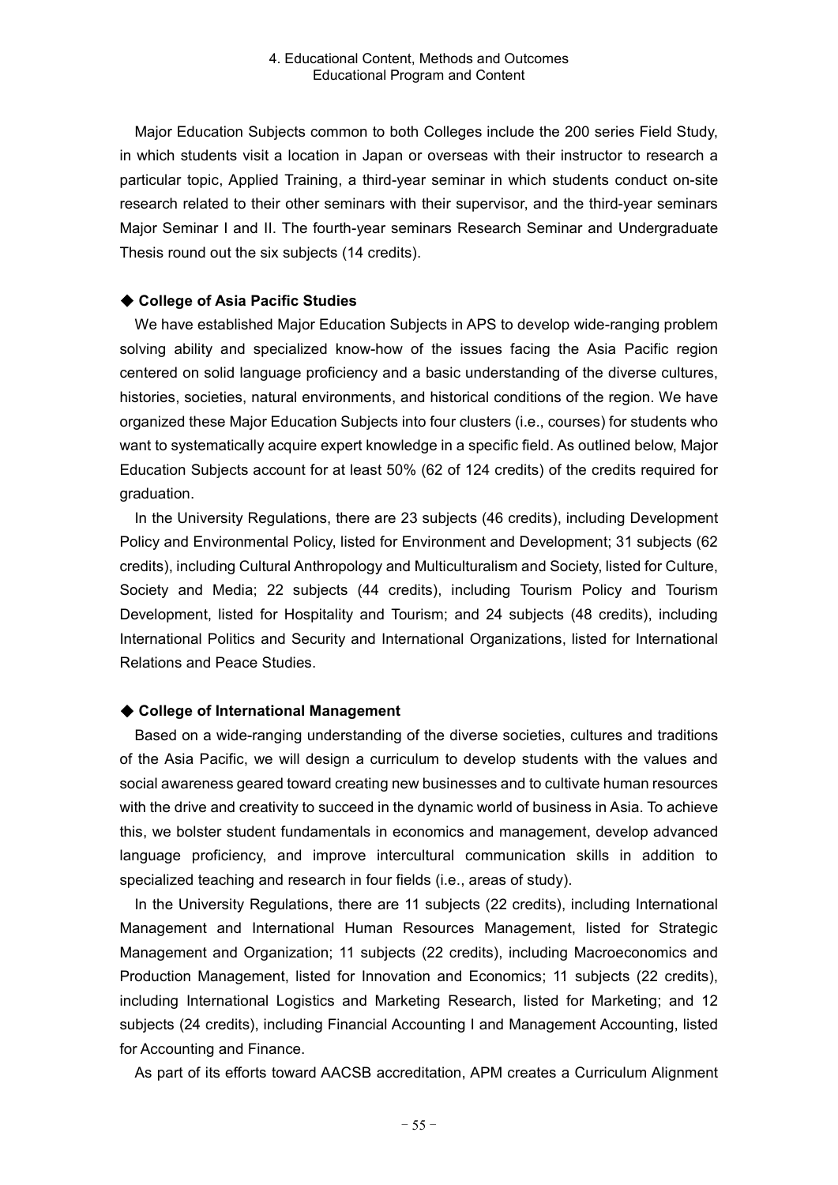Major Education Subjects common to both Colleges include the 200 series Field Study, in which students visit a location in Japan or overseas with their instructor to research a particular topic, Applied Training, a third-year seminar in which students conduct on-site research related to their other seminars with their supervisor, and the third-year seminars Major Seminar I and II. The fourth-year seminars Research Seminar and Undergraduate Thesis round out the six subjects (14 credits).

### ◆ College of Asia Pacific Studies

We have established Major Education Subjects in APS to develop wide-ranging problem solving ability and specialized know-how of the issues facing the Asia Pacific region centered on solid language proficiency and a basic understanding of the diverse cultures, histories, societies, natural environments, and historical conditions of the region. We have organized these Major Education Subjects into four clusters (i.e., courses) for students who want to systematically acquire expert knowledge in a specific field. As outlined below, Major Education Subjects account for at least 50% (62 of 124 credits) of the credits required for graduation.

In the University Regulations, there are 23 subjects (46 credits), including Development Policy and Environmental Policy, listed for Environment and Development; 31 subjects (62 credits), including Cultural Anthropology and Multiculturalism and Society, listed for Culture, Society and Media; 22 subjects (44 credits), including Tourism Policy and Tourism Development, listed for Hospitality and Tourism; and 24 subjects (48 credits), including International Politics and Security and International Organizations, listed for International Relations and Peace Studies.

### ◆ College of International Management

Based on a wide-ranging understanding of the diverse societies, cultures and traditions of the Asia Pacific, we will design a curriculum to develop students with the values and social awareness geared toward creating new businesses and to cultivate human resources with the drive and creativity to succeed in the dynamic world of business in Asia. To achieve this, we bolster student fundamentals in economics and management, develop advanced language proficiency, and improve intercultural communication skills in addition to specialized teaching and research in four fields (i.e., areas of study).

In the University Regulations, there are 11 subjects (22 credits), including International Management and International Human Resources Management, listed for Strategic Management and Organization; 11 subjects (22 credits), including Macroeconomics and Production Management, listed for Innovation and Economics; 11 subjects (22 credits), including International Logistics and Marketing Research, listed for Marketing; and 12 subjects (24 credits), including Financial Accounting I and Management Accounting, listed for Accounting and Finance.

As part of its efforts toward AACSB accreditation, APM creates a Curriculum Alignment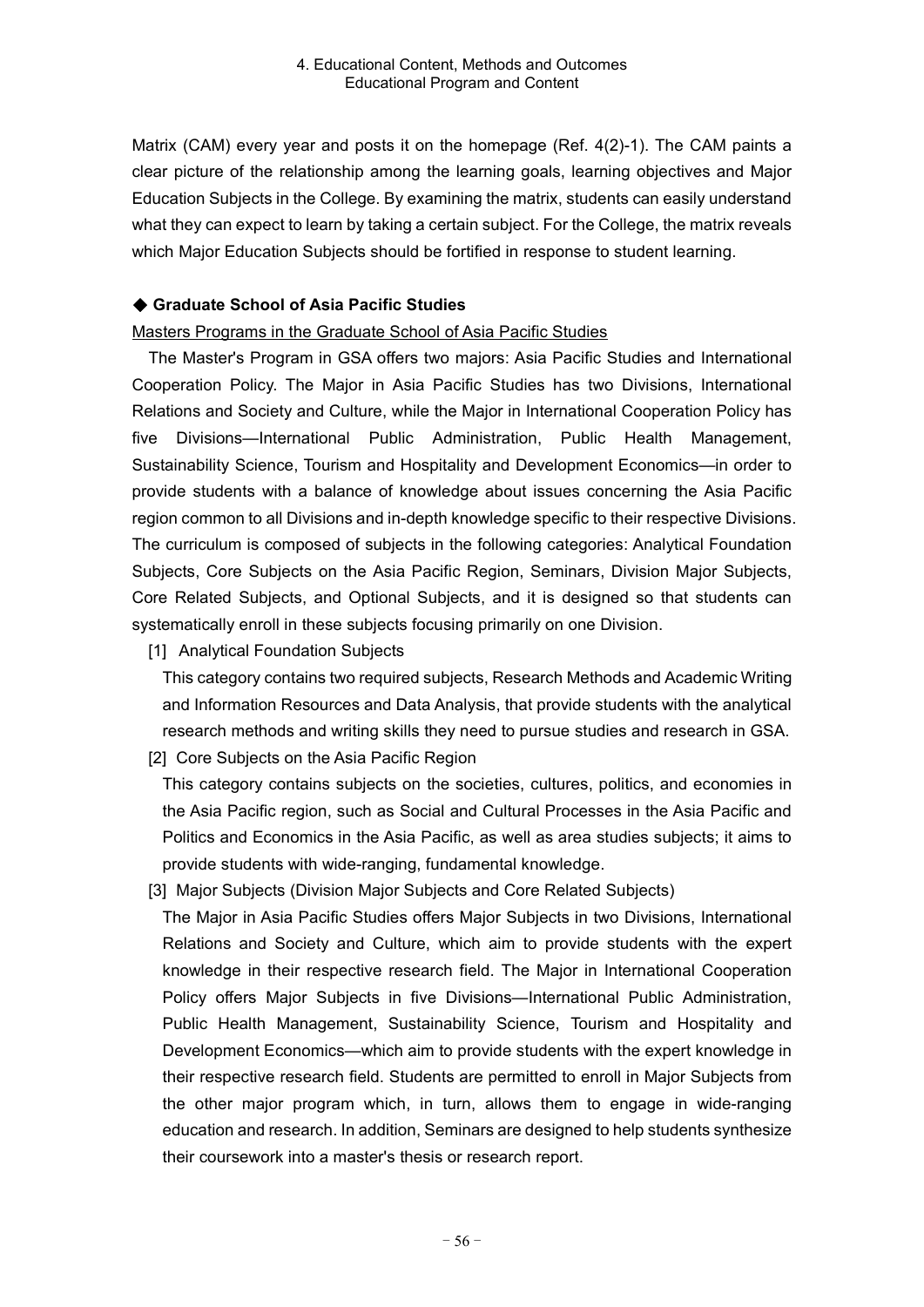Matrix (CAM) every year and posts it on the homepage (Ref. 4(2)-1). The CAM paints a clear picture of the relationship among the learning goals, learning objectives and Major Education Subjects in the College. By examining the matrix, students can easily understand what they can expect to learn by taking a certain subject. For the College, the matrix reveals which Major Education Subjects should be fortified in response to student learning.

### ◆ Graduate School of Asia Pacific Studies

<u>Masters Programs in the Graduate School of Asia Pacific Studies</u>

The Master's Program in GSA offers two majors: Asia Pacific Studies and International Cooperation Policy. The Major in Asia Pacific Studies has two Divisions, International Relations and Society and Culture, while the Major in International Cooperation Policy has five Divisions—International Public Administration, Public Health Management, Sustainability Science, Tourism and Hospitality and Development Economics—in order to provide students with a balance of knowledge about issues concerning the Asia Pacific region common to all Divisions and in-depth knowledge specific to their respective Divisions. The curriculum is composed of subjects in the following categories: Analytical Foundation Subjects, Core Subjects on the Asia Pacific Region, Seminars, Division Major Subjects, Core Related Subjects, and Optional Subjects, and it is designed so that students can systematically enroll in these subjects focusing primarily on one Division.

[1] Analytical Foundation Subjects

This category contains two required subjects, Research Methods and Academic Writing and Information Resources and Data Analysis, that provide students with the analytical research methods and writing skills they need to pursue studies and research in GSA.

[2] Core Subjects on the Asia Pacific Region

This category contains subjects on the societies, cultures, politics, and economies in the Asia Pacific region, such as Social and Cultural Processes in the Asia Pacific and Politics and Economics in the Asia Pacific, as well as area studies subjects; it aims to provide students with wide-ranging, fundamental knowledge.

[3] Major Subjects (Division Major Subjects and Core Related Subjects)

The Major in Asia Pacific Studies offers Major Subjects in two Divisions, International Relations and Society and Culture, which aim to provide students with the expert knowledge in their respective research field. The Major in International Cooperation Policy offers Major Subjects in five Divisions—International Public Administration, Public Health Management, Sustainability Science, Tourism and Hospitality and Development Economics—which aim to provide students with the expert knowledge in their respective research field. Students are permitted to enroll in Major Subjects from the other major program which, in turn, allows them to engage in wide-ranging education and research. In addition, Seminars are designed to help students synthesize their coursework into a master's thesis or research report.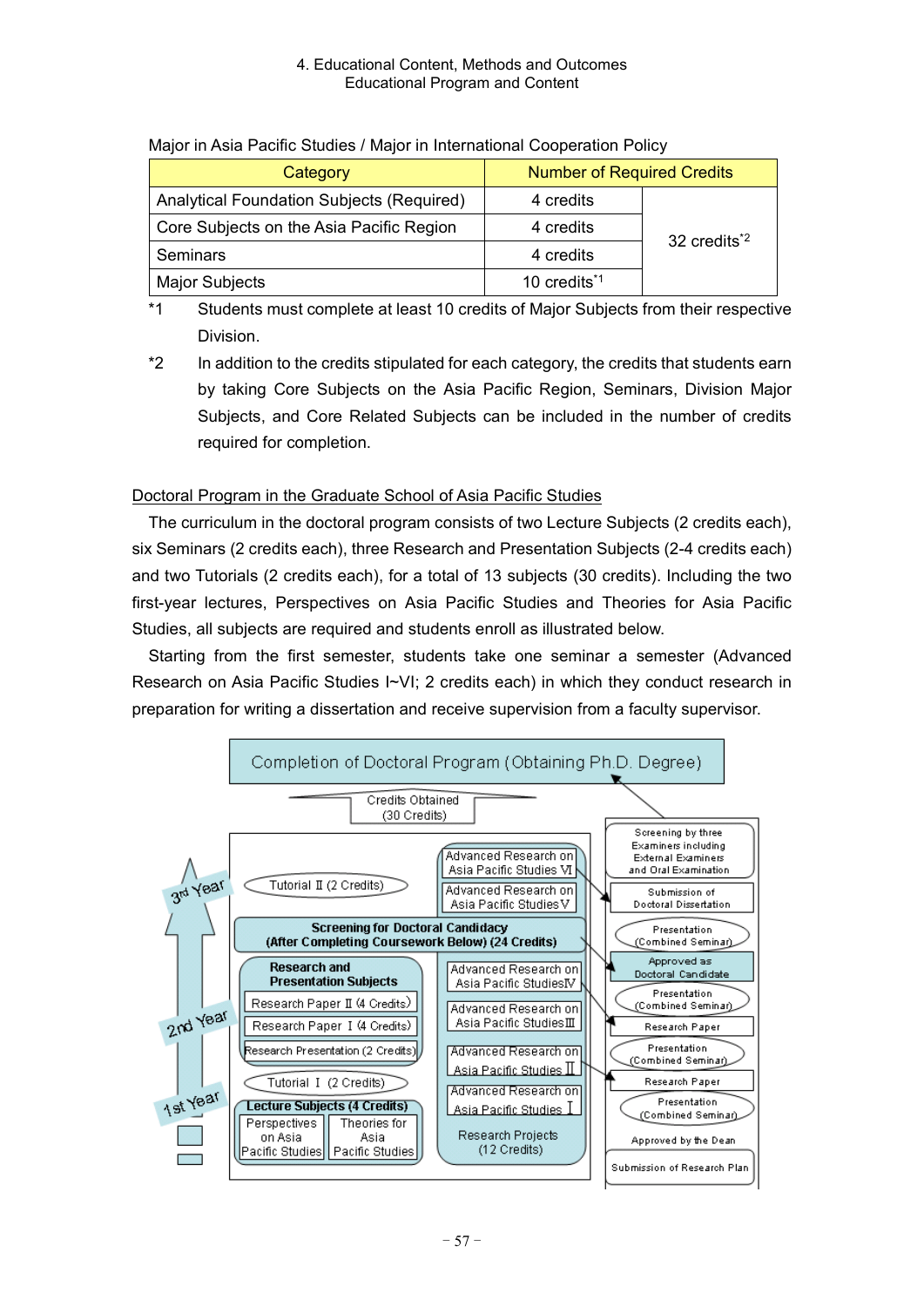4. Educational Content, Methods and Outcomes
Educational Program and Content

Major in Asia Pacific Studies / Major in International Cooperation Policy

| Category | Number of Required Credits | |
|---|---|---|
| Analytical Foundation Subjects (Required) | 4 credits | 32 credits[*2] |
| Core Subjects on the Asia Pacific Region | 4 credits | |
| Seminars | 4 credits | |
| Major Subjects | 10 credits[*1] | |

*1 Students must complete at least 10 credits of Major Subjects from their respective Division.

*2 In addition to the credits stipulated for each category, the credits that students earn by taking Core Subjects on the Asia Pacific Region, Seminars, Division Major Subjects, and Core Related Subjects can be included in the number of credits required for completion.

Doctoral Program in the Graduate School of Asia Pacific Studies

The curriculum in the doctoral program consists of two Lecture Subjects (2 credits each), six Seminars (2 credits each), three Research and Presentation Subjects (2-4 credits each) and two Tutorials (2 credits each), for a total of 13 subjects (30 credits). Including the two first-year lectures, Perspectives on Asia Pacific Studies and Theories for Asia Pacific Studies, all subjects are required and students enroll as illustrated below.

Starting from the first semester, students take one seminar a semester (Advanced Research on Asia Pacific Studies I~VI; 2 credits each) in which they conduct research in preparation for writing a dissertation and receive supervision from a faculty supervisor.

Completion of Doctoral Program (Obtaining Ph.D. Degree)

Credits Obtained (30 Credits)

3rd Year
- Tutorial II (2 Credits)
- Advanced Research on Asia Pacific Studies VI
- Advanced Research on Asia Pacific Studies V

Screening for Doctoral Candidacy (After Completing Coursework Below) (24 Credits)

2nd Year
- Research and Presentation Subjects
  - Research Paper II (4 Credits)
  - Research Paper I (4 Credits)
  - Research Presentation (2 Credits)
- Advanced Research on Asia Pacific Studies IV
- Advanced Research on Asia Pacific Studies III

1st Year
- Tutorial I (2 Credits)
- Lecture Subjects (4 Credits)
  - Perspectives on Asia Pacific Studies
  - Theories for Asia Pacific Studies
- Advanced Research on Asia Pacific Studies II
- Advanced Research on Asia Pacific Studies I

Research Projects (12 Credits)

- Screening by three Examiners including External Examiners and Oral Examination
- Submission of Doctoral Dissertation
- Presentation (Combined Seminar)
- Approved as Doctoral Candidate
- Presentation (Combined Seminar)
- Research Paper
- Presentation (Combined Seminar)
- Research Paper
- Presentation (Combined Seminar)
- Approved by the Dean
- Submission of Research Plan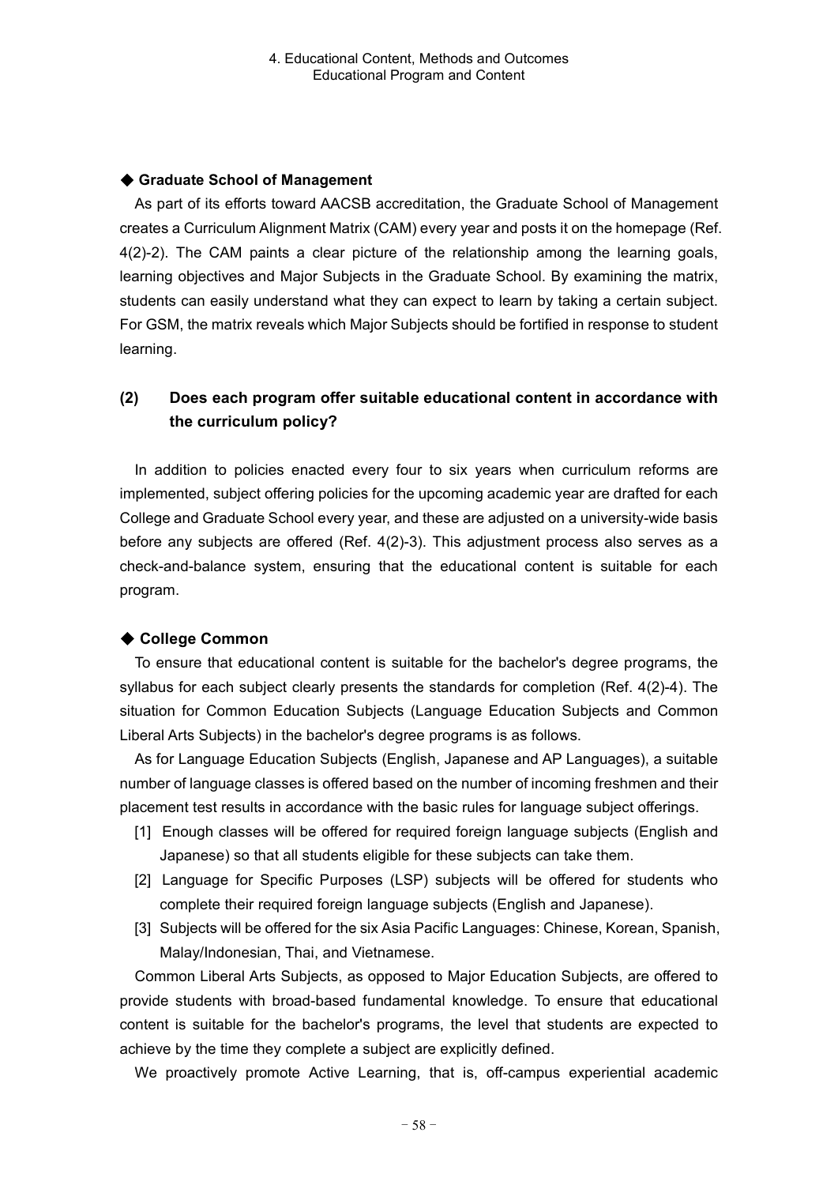### ◆ Graduate School of Management

As part of its efforts toward AACSB accreditation, the Graduate School of Management creates a Curriculum Alignment Matrix (CAM) every year and posts it on the homepage (Ref. 4(2)-2). The CAM paints a clear picture of the relationship among the learning goals, learning objectives and Major Subjects in the Graduate School. By examining the matrix, students can easily understand what they can expect to learn by taking a certain subject. For GSM, the matrix reveals which Major Subjects should be fortified in response to student learning.

## (2) Does each program offer suitable educational content in accordance with the curriculum policy?

In addition to policies enacted every four to six years when curriculum reforms are implemented, subject offering policies for the upcoming academic year are drafted for each College and Graduate School every year, and these are adjusted on a university-wide basis before any subjects are offered (Ref. 4(2)-3). This adjustment process also serves as a check-and-balance system, ensuring that the educational content is suitable for each program.

### ◆ College Common

To ensure that educational content is suitable for the bachelor's degree programs, the syllabus for each subject clearly presents the standards for completion (Ref. 4(2)-4). The situation for Common Education Subjects (Language Education Subjects and Common Liberal Arts Subjects) in the bachelor's degree programs is as follows.

As for Language Education Subjects (English, Japanese and AP Languages), a suitable number of language classes is offered based on the number of incoming freshmen and their placement test results in accordance with the basic rules for language subject offerings.

[1] Enough classes will be offered for required foreign language subjects (English and Japanese) so that all students eligible for these subjects can take them.

[2] Language for Specific Purposes (LSP) subjects will be offered for students who complete their required foreign language subjects (English and Japanese).

[3] Subjects will be offered for the six Asia Pacific Languages: Chinese, Korean, Spanish, Malay/Indonesian, Thai, and Vietnamese.

Common Liberal Arts Subjects, as opposed to Major Education Subjects, are offered to provide students with broad-based fundamental knowledge. To ensure that educational content is suitable for the bachelor's programs, the level that students are expected to achieve by the time they complete a subject are explicitly defined.

We proactively promote Active Learning, that is, off-campus experiential academic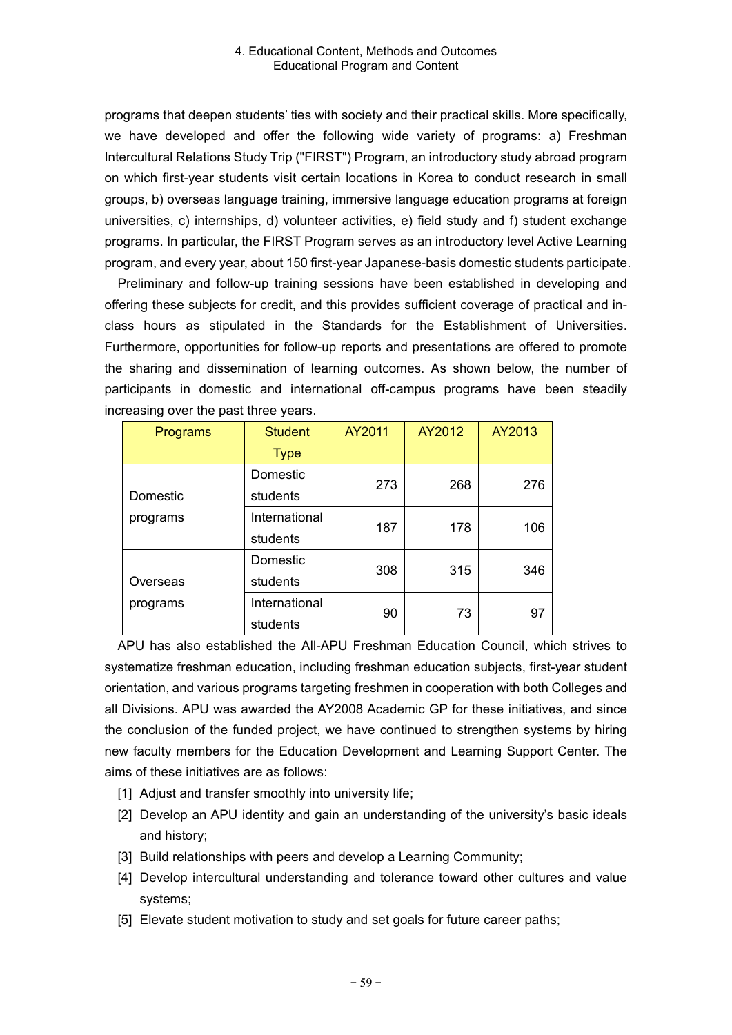programs that deepen students' ties with society and their practical skills. More specifically, we have developed and offer the following wide variety of programs: a) Freshman Intercultural Relations Study Trip ("FIRST") Program, an introductory study abroad program on which first-year students visit certain locations in Korea to conduct research in small groups, b) overseas language training, immersive language education programs at foreign universities, c) internships, d) volunteer activities, e) field study and f) student exchange programs. In particular, the FIRST Program serves as an introductory level Active Learning program, and every year, about 150 first-year Japanese-basis domestic students participate.

Preliminary and follow-up training sessions have been established in developing and offering these subjects for credit, and this provides sufficient coverage of practical and in-class hours as stipulated in the Standards for the Establishment of Universities. Furthermore, opportunities for follow-up reports and presentations are offered to promote the sharing and dissemination of learning outcomes. As shown below, the number of participants in domestic and international off-campus programs have been steadily increasing over the past three years.

| Programs | Student Type | AY2011 | AY2012 | AY2013 |
|---|---|---|---|---|
| Domestic programs | Domestic students | 273 | 268 | 276 |
| | International students | 187 | 178 | 106 |
| Overseas programs | Domestic students | 308 | 315 | 346 |
| | International students | 90 | 73 | 97 |

APU has also established the All-APU Freshman Education Council, which strives to systematize freshman education, including freshman education subjects, first-year student orientation, and various programs targeting freshmen in cooperation with both Colleges and all Divisions. APU was awarded the AY2008 Academic GP for these initiatives, and since the conclusion of the funded project, we have continued to strengthen systems by hiring new faculty members for the Education Development and Learning Support Center. The aims of these initiatives are as follows:

[1] Adjust and transfer smoothly into university life;
[2] Develop an APU identity and gain an understanding of the university's basic ideals and history;
[3] Build relationships with peers and develop a Learning Community;
[4] Develop intercultural understanding and tolerance toward other cultures and value systems;
[5] Elevate student motivation to study and set goals for future career paths;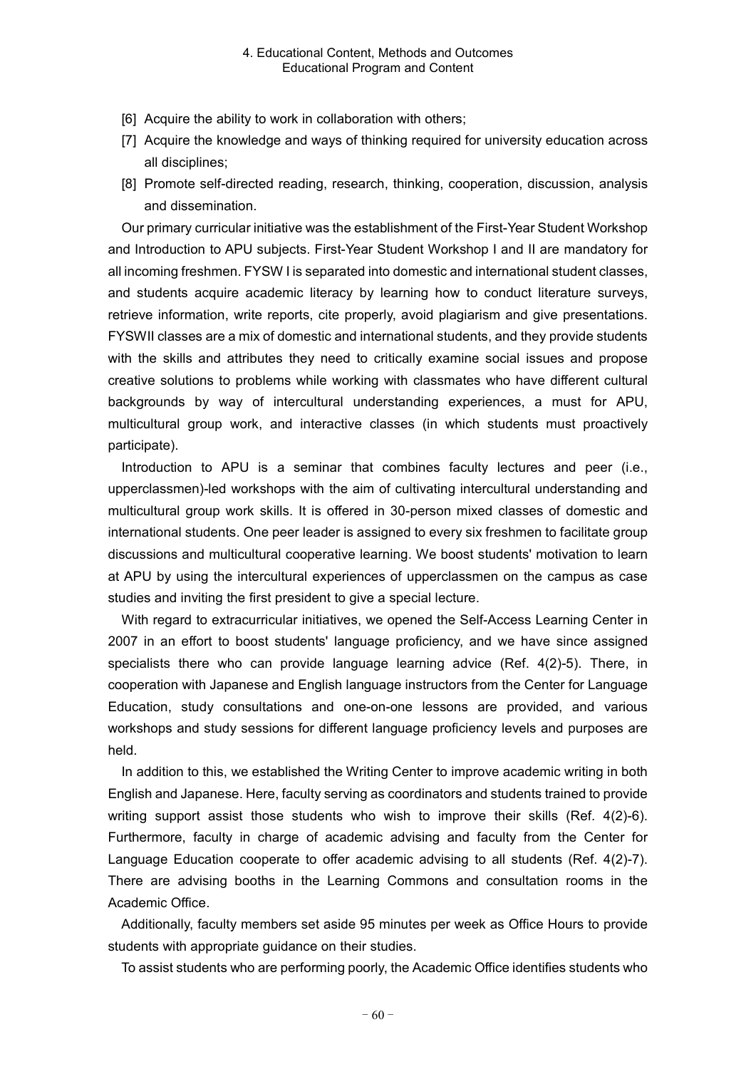[6] Acquire the ability to work in collaboration with others;

[7] Acquire the knowledge and ways of thinking required for university education across all disciplines;

[8] Promote self-directed reading, research, thinking, cooperation, discussion, analysis and dissemination.

Our primary curricular initiative was the establishment of the First-Year Student Workshop and Introduction to APU subjects. First-Year Student Workshop I and II are mandatory for all incoming freshmen. FYSW I is separated into domestic and international student classes, and students acquire academic literacy by learning how to conduct literature surveys, retrieve information, write reports, cite properly, avoid plagiarism and give presentations. FYSWII classes are a mix of domestic and international students, and they provide students with the skills and attributes they need to critically examine social issues and propose creative solutions to problems while working with classmates who have different cultural backgrounds by way of intercultural understanding experiences, a must for APU, multicultural group work, and interactive classes (in which students must proactively participate).

Introduction to APU is a seminar that combines faculty lectures and peer (i.e., upperclassmen)-led workshops with the aim of cultivating intercultural understanding and multicultural group work skills. It is offered in 30-person mixed classes of domestic and international students. One peer leader is assigned to every six freshmen to facilitate group discussions and multicultural cooperative learning. We boost students' motivation to learn at APU by using the intercultural experiences of upperclassmen on the campus as case studies and inviting the first president to give a special lecture.

With regard to extracurricular initiatives, we opened the Self-Access Learning Center in 2007 in an effort to boost students' language proficiency, and we have since assigned specialists there who can provide language learning advice (Ref. 4(2)-5). There, in cooperation with Japanese and English language instructors from the Center for Language Education, study consultations and one-on-one lessons are provided, and various workshops and study sessions for different language proficiency levels and purposes are held.

In addition to this, we established the Writing Center to improve academic writing in both English and Japanese. Here, faculty serving as coordinators and students trained to provide writing support assist those students who wish to improve their skills (Ref. 4(2)-6). Furthermore, faculty in charge of academic advising and faculty from the Center for Language Education cooperate to offer academic advising to all students (Ref. 4(2)-7). There are advising booths in the Learning Commons and consultation rooms in the Academic Office.

Additionally, faculty members set aside 95 minutes per week as Office Hours to provide students with appropriate guidance on their studies.

To assist students who are performing poorly, the Academic Office identifies students who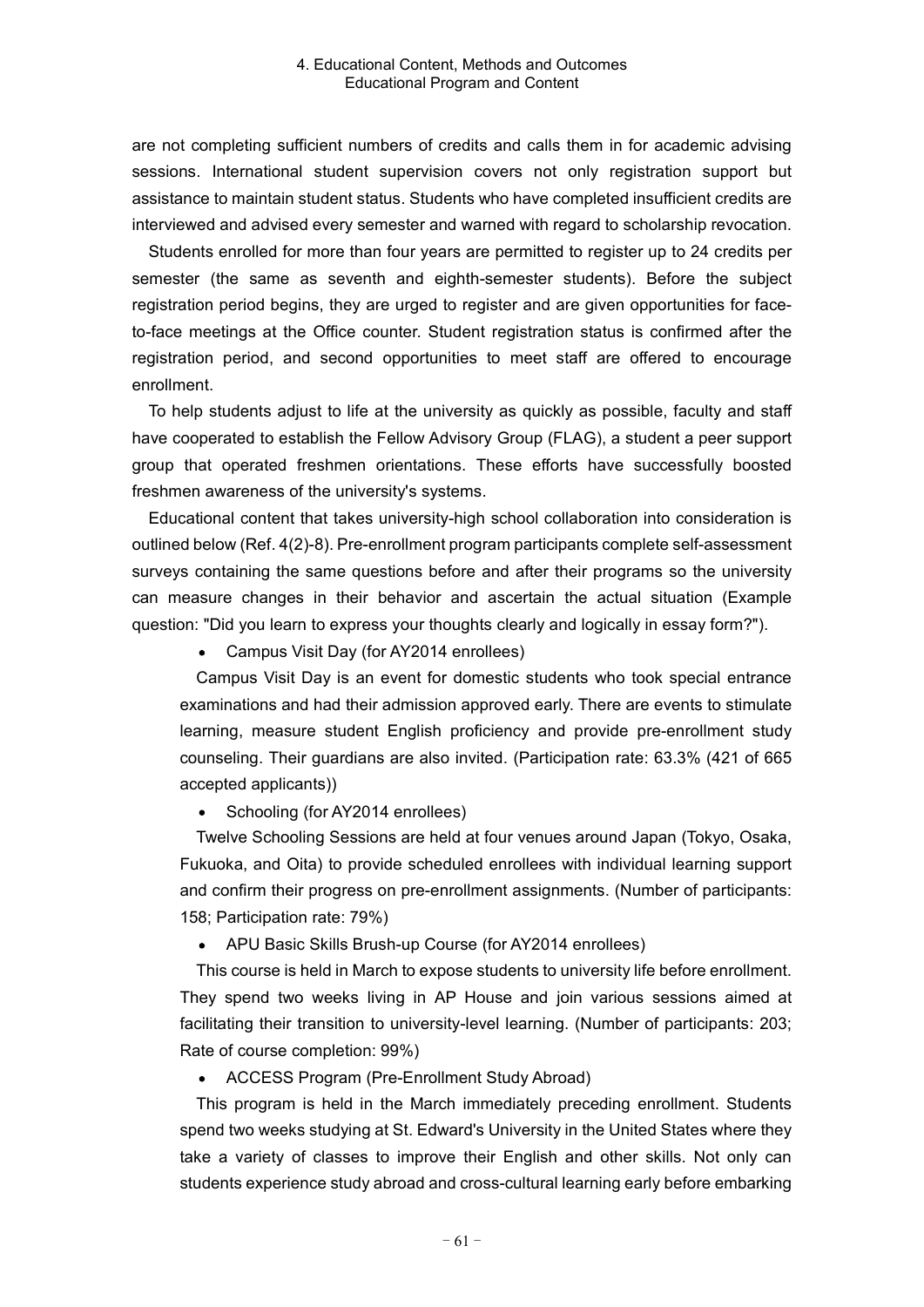are not completing sufficient numbers of credits and calls them in for academic advising sessions. International student supervision covers not only registration support but assistance to maintain student status. Students who have completed insufficient credits are interviewed and advised every semester and warned with regard to scholarship revocation.

Students enrolled for more than four years are permitted to register up to 24 credits per semester (the same as seventh and eighth-semester students). Before the subject registration period begins, they are urged to register and are given opportunities for face-to-face meetings at the Office counter. Student registration status is confirmed after the registration period, and second opportunities to meet staff are offered to encourage enrollment.

To help students adjust to life at the university as quickly as possible, faculty and staff have cooperated to establish the Fellow Advisory Group (FLAG), a student a peer support group that operated freshmen orientations. These efforts have successfully boosted freshmen awareness of the university's systems.

Educational content that takes university-high school collaboration into consideration is outlined below (Ref. 4(2)-8). Pre-enrollment program participants complete self-assessment surveys containing the same questions before and after their programs so the university can measure changes in their behavior and ascertain the actual situation (Example question: "Did you learn to express your thoughts clearly and logically in essay form?").

- Campus Visit Day (for AY2014 enrollees)

Campus Visit Day is an event for domestic students who took special entrance examinations and had their admission approved early. There are events to stimulate learning, measure student English proficiency and provide pre-enrollment study counseling. Their guardians are also invited. (Participation rate: 63.3% (421 of 665 accepted applicants))

- Schooling (for AY2014 enrollees)

Twelve Schooling Sessions are held at four venues around Japan (Tokyo, Osaka, Fukuoka, and Oita) to provide scheduled enrollees with individual learning support and confirm their progress on pre-enrollment assignments. (Number of participants: 158; Participation rate: 79%)

- APU Basic Skills Brush-up Course (for AY2014 enrollees)

This course is held in March to expose students to university life before enrollment. They spend two weeks living in AP House and join various sessions aimed at facilitating their transition to university-level learning. (Number of participants: 203; Rate of course completion: 99%)

- ACCESS Program (Pre-Enrollment Study Abroad)

This program is held in the March immediately preceding enrollment. Students spend two weeks studying at St. Edward's University in the United States where they take a variety of classes to improve their English and other skills. Not only can students experience study abroad and cross-cultural learning early before embarking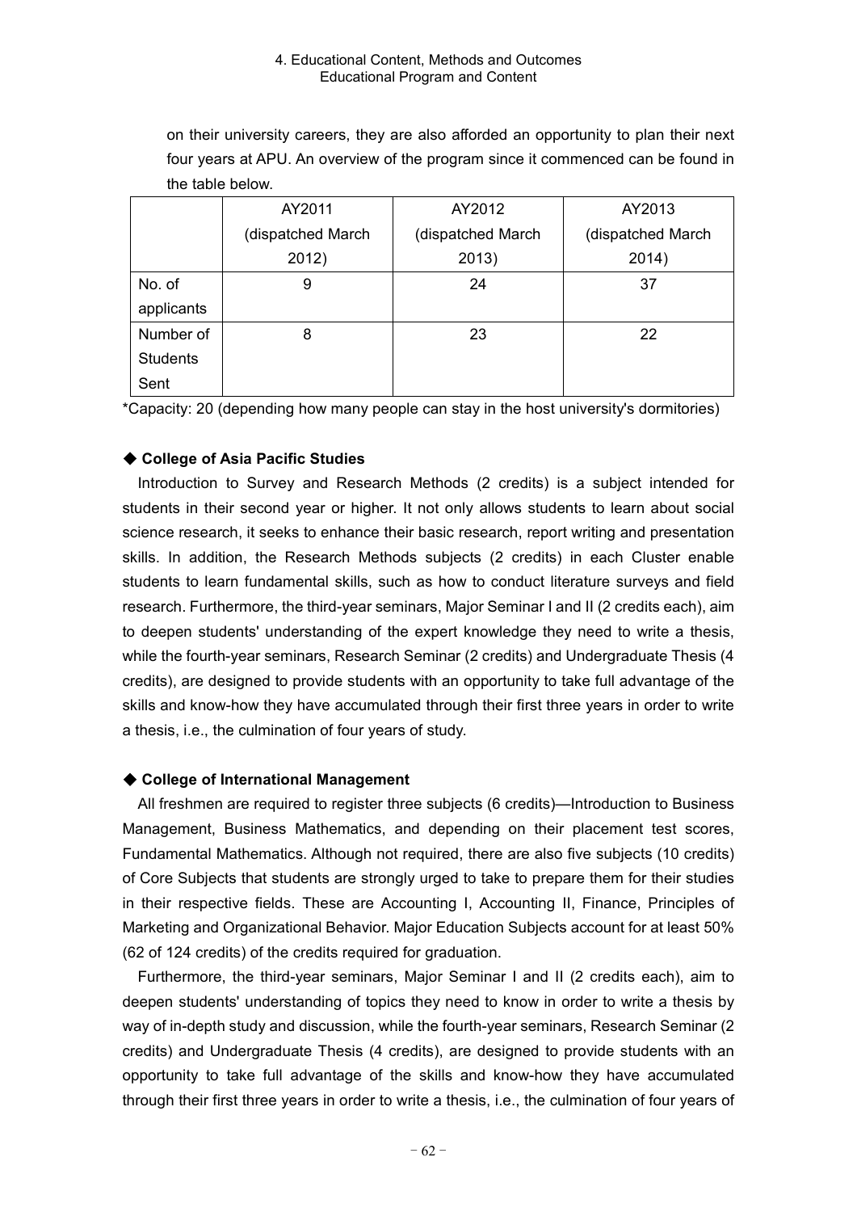on their university careers, they are also afforded an opportunity to plan their next four years at APU. An overview of the program since it commenced can be found in the table below.

| | AY2011 (dispatched March 2012) | AY2012 (dispatched March 2013) | AY2013 (dispatched March 2014) |
|---|---|---|---|
| No. of applicants | 9 | 24 | 37 |
| Number of Students Sent | 8 | 23 | 22 |

*Capacity: 20 (depending how many people can stay in the host university's dormitories)

### ◆ College of Asia Pacific Studies

Introduction to Survey and Research Methods (2 credits) is a subject intended for students in their second year or higher. It not only allows students to learn about social science research, it seeks to enhance their basic research, report writing and presentation skills. In addition, the Research Methods subjects (2 credits) in each Cluster enable students to learn fundamental skills, such as how to conduct literature surveys and field research. Furthermore, the third-year seminars, Major Seminar I and II (2 credits each), aim to deepen students' understanding of the expert knowledge they need to write a thesis, while the fourth-year seminars, Research Seminar (2 credits) and Undergraduate Thesis (4 credits), are designed to provide students with an opportunity to take full advantage of the skills and know-how they have accumulated through their first three years in order to write a thesis, i.e., the culmination of four years of study.

### ◆ College of International Management

All freshmen are required to register three subjects (6 credits)—Introduction to Business Management, Business Mathematics, and depending on their placement test scores, Fundamental Mathematics. Although not required, there are also five subjects (10 credits) of Core Subjects that students are strongly urged to take to prepare them for their studies in their respective fields. These are Accounting I, Accounting II, Finance, Principles of Marketing and Organizational Behavior. Major Education Subjects account for at least 50% (62 of 124 credits) of the credits required for graduation.

Furthermore, the third-year seminars, Major Seminar I and II (2 credits each), aim to deepen students' understanding of topics they need to know in order to write a thesis by way of in-depth study and discussion, while the fourth-year seminars, Research Seminar (2 credits) and Undergraduate Thesis (4 credits), are designed to provide students with an opportunity to take full advantage of the skills and know-how they have accumulated through their first three years in order to write a thesis, i.e., the culmination of four years of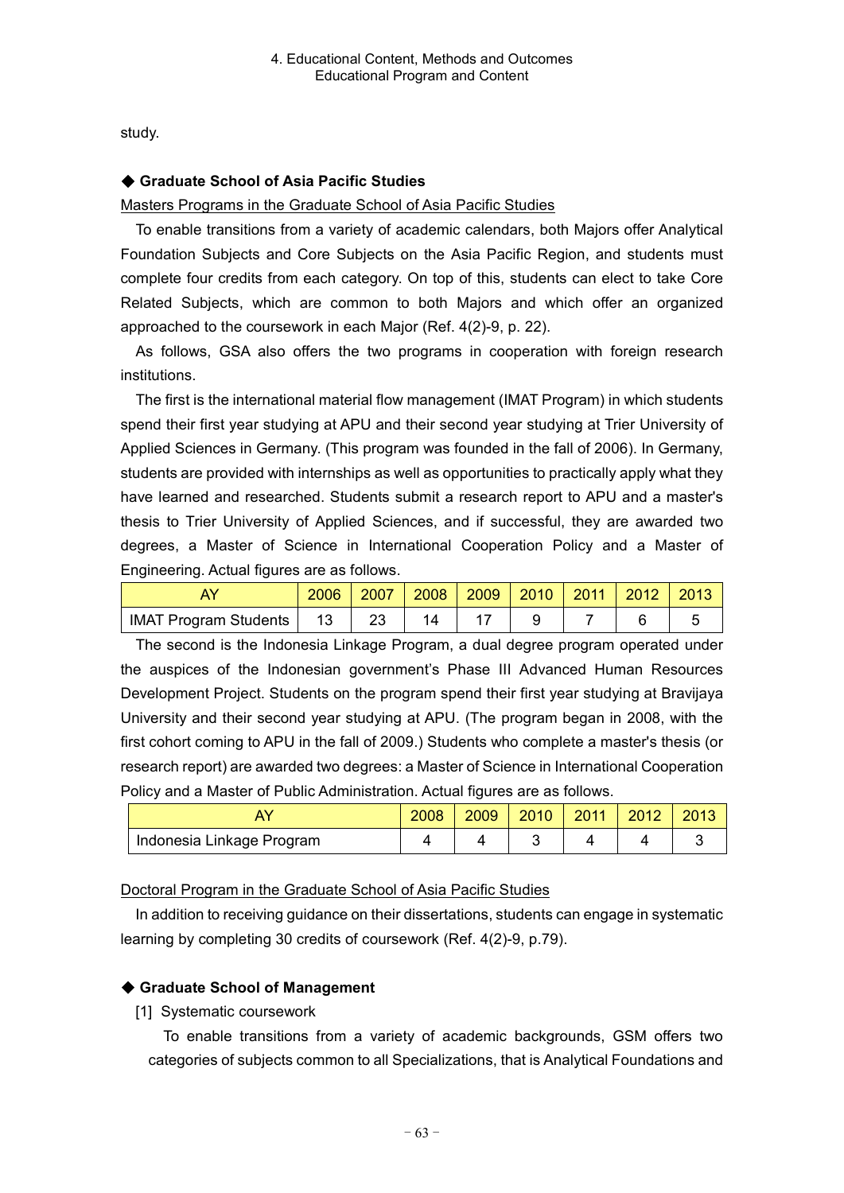study.

### ◆ Graduate School of Asia Pacific Studies

Masters Programs in the Graduate School of Asia Pacific Studies

To enable transitions from a variety of academic calendars, both Majors offer Analytical Foundation Subjects and Core Subjects on the Asia Pacific Region, and students must complete four credits from each category. On top of this, students can elect to take Core Related Subjects, which are common to both Majors and which offer an organized approached to the coursework in each Major (Ref. 4(2)-9, p. 22).

As follows, GSA also offers the two programs in cooperation with foreign research institutions.

The first is the international material flow management (IMAT Program) in which students spend their first year studying at APU and their second year studying at Trier University of Applied Sciences in Germany. (This program was founded in the fall of 2006). In Germany, students are provided with internships as well as opportunities to practically apply what they have learned and researched. Students submit a research report to APU and a master's thesis to Trier University of Applied Sciences, and if successful, they are awarded two degrees, a Master of Science in International Cooperation Policy and a Master of Engineering. Actual figures are as follows.

| AY | 2006 | 2007 | 2008 | 2009 | 2010 | 2011 | 2012 | 2013 |
|---|---|---|---|---|---|---|---|---|
| IMAT Program Students | 13 | 23 | 14 | 17 | 9 | 7 | 6 | 5 |

The second is the Indonesia Linkage Program, a dual degree program operated under the auspices of the Indonesian government's Phase III Advanced Human Resources Development Project. Students on the program spend their first year studying at Bravijaya University and their second year studying at APU. (The program began in 2008, with the first cohort coming to APU in the fall of 2009.) Students who complete a master's thesis (or research report) are awarded two degrees: a Master of Science in International Cooperation Policy and a Master of Public Administration. Actual figures are as follows.

| AY | 2008 | 2009 | 2010 | 2011 | 2012 | 2013 |
|---|---|---|---|---|---|---|
| Indonesia Linkage Program | 4 | 4 | 3 | 4 | 4 | 3 |

Doctoral Program in the Graduate School of Asia Pacific Studies

In addition to receiving guidance on their dissertations, students can engage in systematic learning by completing 30 credits of coursework (Ref. 4(2)-9, p.79).

### ◆ Graduate School of Management

[1] Systematic coursework

To enable transitions from a variety of academic backgrounds, GSM offers two categories of subjects common to all Specializations, that is Analytical Foundations and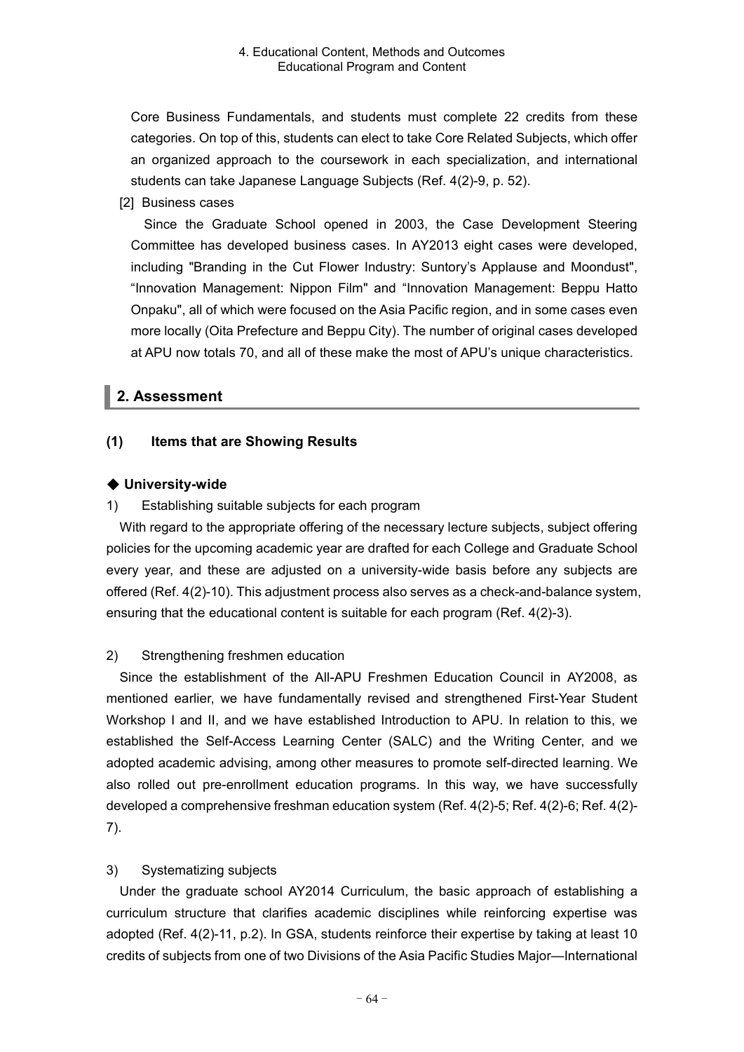Core Business Fundamentals, and students must complete 22 credits from these categories. On top of this, students can elect to take Core Related Subjects, which offer an organized approach to the coursework in each specialization, and international students can take Japanese Language Subjects (Ref. 4(2)-9, p. 52).

[2] Business cases

Since the Graduate School opened in 2003, the Case Development Steering Committee has developed business cases. In AY2013 eight cases were developed, including "Branding in the Cut Flower Industry: Suntory's Applause and Moondust", "Innovation Management: Nippon Film" and "Innovation Management: Beppu Hatto Onpaku", all of which were focused on the Asia Pacific region, and in some cases even more locally (Oita Prefecture and Beppu City). The number of original cases developed at APU now totals 70, and all of these make the most of APU's unique characteristics.

## 2. Assessment

### (1) Items that are Showing Results

#### ◆ University-wide

1) Establishing suitable subjects for each program

With regard to the appropriate offering of the necessary lecture subjects, subject offering policies for the upcoming academic year are drafted for each College and Graduate School every year, and these are adjusted on a university-wide basis before any subjects are offered (Ref. 4(2)-10). This adjustment process also serves as a check-and-balance system, ensuring that the educational content is suitable for each program (Ref. 4(2)-3).

2) Strengthening freshmen education

Since the establishment of the All-APU Freshmen Education Council in AY2008, as mentioned earlier, we have fundamentally revised and strengthened First-Year Student Workshop I and II, and we have established Introduction to APU. In relation to this, we established the Self-Access Learning Center (SALC) and the Writing Center, and we adopted academic advising, among other measures to promote self-directed learning. We also rolled out pre-enrollment education programs. In this way, we have successfully developed a comprehensive freshman education system (Ref. 4(2)-5; Ref. 4(2)-6; Ref. 4(2)-7).

3) Systematizing subjects

Under the graduate school AY2014 Curriculum, the basic approach of establishing a curriculum structure that clarifies academic disciplines while reinforcing expertise was adopted (Ref. 4(2)-11, p.2). In GSA, students reinforce their expertise by taking at least 10 credits of subjects from one of two Divisions of the Asia Pacific Studies Major—International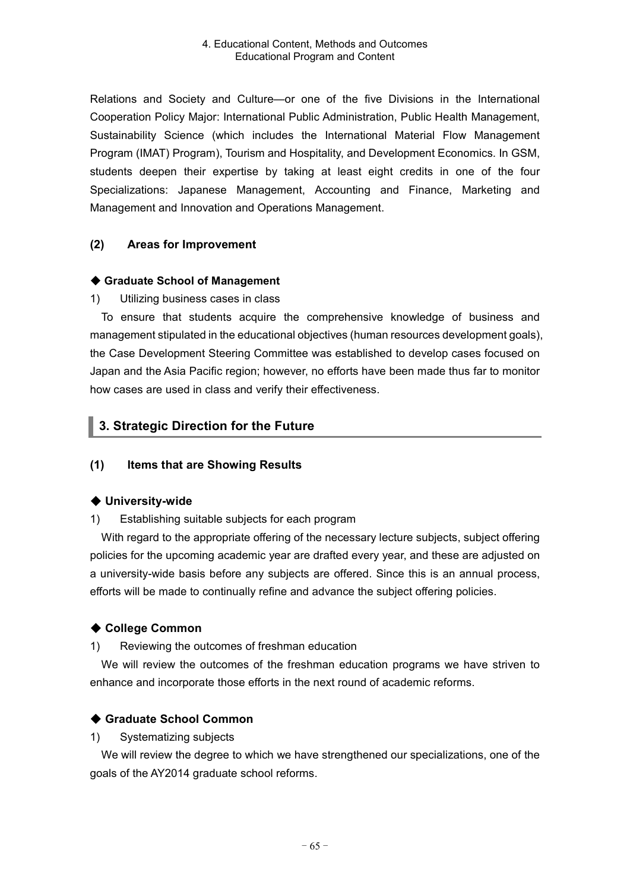Relations and Society and Culture—or one of the five Divisions in the International Cooperation Policy Major: International Public Administration, Public Health Management, Sustainability Science (which includes the International Material Flow Management Program (IMAT) Program), Tourism and Hospitality, and Development Economics. In GSM, students deepen their expertise by taking at least eight credits in one of the four Specializations: Japanese Management, Accounting and Finance, Marketing and Management and Innovation and Operations Management.

### (2) Areas for Improvement

#### ◆ Graduate School of Management

1) Utilizing business cases in class

To ensure that students acquire the comprehensive knowledge of business and management stipulated in the educational objectives (human resources development goals), the Case Development Steering Committee was established to develop cases focused on Japan and the Asia Pacific region; however, no efforts have been made thus far to monitor how cases are used in class and verify their effectiveness.

## 3. Strategic Direction for the Future

### (1) Items that are Showing Results

#### ◆ University-wide

1) Establishing suitable subjects for each program

With regard to the appropriate offering of the necessary lecture subjects, subject offering policies for the upcoming academic year are drafted every year, and these are adjusted on a university-wide basis before any subjects are offered. Since this is an annual process, efforts will be made to continually refine and advance the subject offering policies.

#### ◆ College Common

1) Reviewing the outcomes of freshman education

We will review the outcomes of the freshman education programs we have striven to enhance and incorporate those efforts in the next round of academic reforms.

#### ◆ Graduate School Common

1) Systematizing subjects

We will review the degree to which we have strengthened our specializations, one of the goals of the AY2014 graduate school reforms.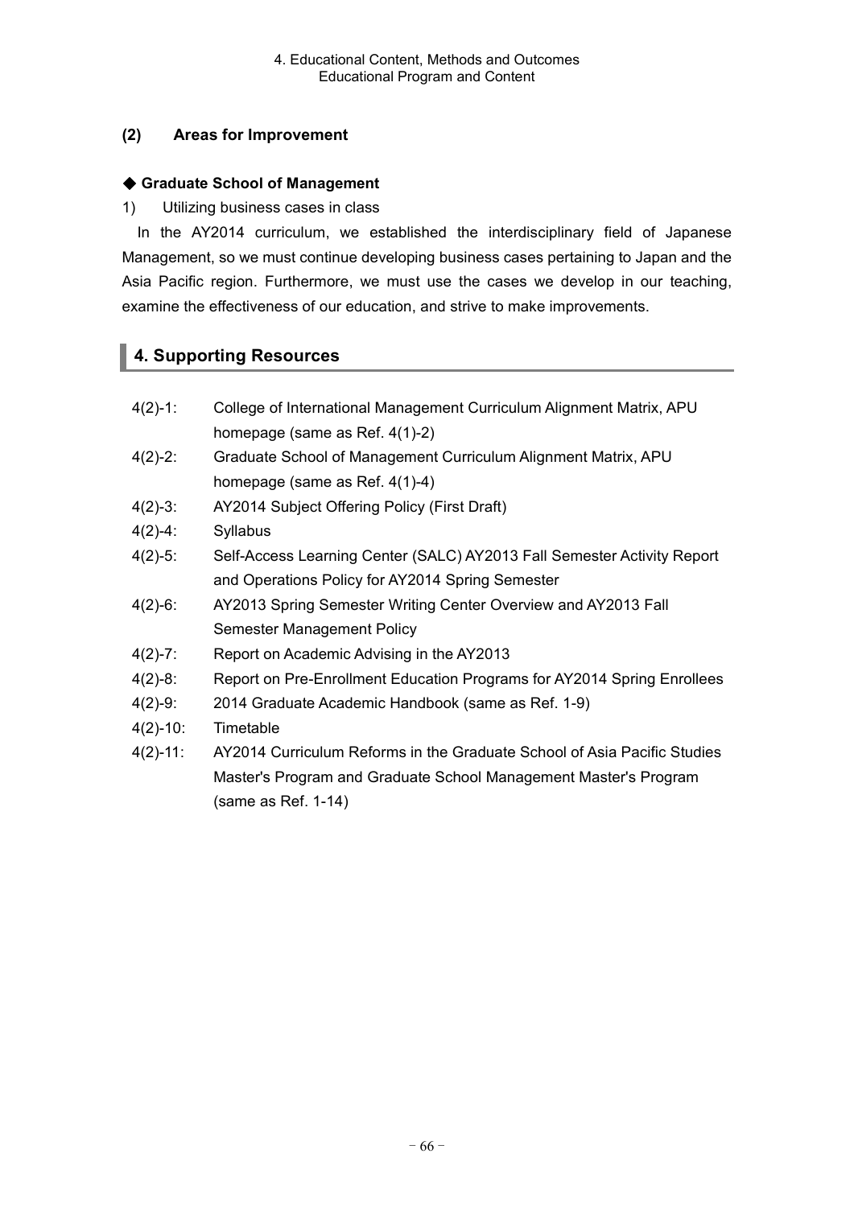## (2) Areas for Improvement

### ◆ Graduate School of Management

1) Utilizing business cases in class

In the AY2014 curriculum, we established the interdisciplinary field of Japanese Management, so we must continue developing business cases pertaining to Japan and the Asia Pacific region. Furthermore, we must use the cases we develop in our teaching, examine the effectiveness of our education, and strive to make improvements.

## 4. Supporting Resources

- 4(2)-1: College of International Management Curriculum Alignment Matrix, APU homepage (same as Ref. 4(1)-2)
- 4(2)-2: Graduate School of Management Curriculum Alignment Matrix, APU homepage (same as Ref. 4(1)-4)
- 4(2)-3: AY2014 Subject Offering Policy (First Draft)
- 4(2)-4: Syllabus
- 4(2)-5: Self-Access Learning Center (SALC) AY2013 Fall Semester Activity Report and Operations Policy for AY2014 Spring Semester
- 4(2)-6: AY2013 Spring Semester Writing Center Overview and AY2013 Fall Semester Management Policy
- 4(2)-7: Report on Academic Advising in the AY2013
- 4(2)-8: Report on Pre-Enrollment Education Programs for AY2014 Spring Enrollees
- 4(2)-9: 2014 Graduate Academic Handbook (same as Ref. 1-9)
- 4(2)-10: Timetable
- 4(2)-11: AY2014 Curriculum Reforms in the Graduate School of Asia Pacific Studies Master's Program and Graduate School Management Master's Program (same as Ref. 1-14)